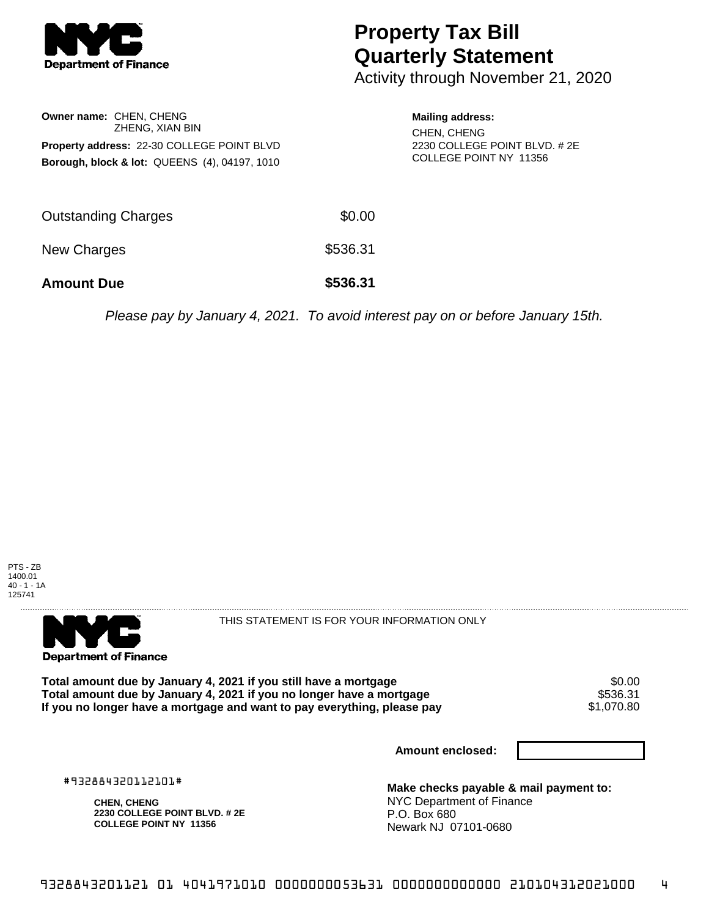**Department of Finance**

# Property Tax Bill Quarterly Statement

Activity through November 21, 2020

**Owner name:** CHEN, CHENG
ZHENG, XIAN BIN

**Property address:** 22-30 COLLEGE POINT BLVD

**Borough, block & lot:** QUEENS (4), 04197, 1010

**Mailing address:**
CHEN, CHENG
2230 COLLEGE POINT BLVD. # 2E
COLLEGE POINT NY 11356

| | |
|---|---|
| Outstanding Charges | $0.00 |
| New Charges | $536.31 |
| **Amount Due** | **$536.31** |

*Please pay by January 4, 2021. To avoid interest pay on or before January 15th.*

PTS - ZB
1400.01
40 - 1 - 1A
125741

**Department of Finance**

THIS STATEMENT IS FOR YOUR INFORMATION ONLY

| | |
|---|---|
| **Total amount due by January 4, 2021 if you still have a mortgage** | $0.00 |
| **Total amount due by January 4, 2021 if you no longer have a mortgage** | $536.31 |
| **If you no longer have a mortgage and want to pay everything, please pay** | $1,070.80 |

**Amount enclosed:**

#932884320112101#

**CHEN, CHENG**
**2230 COLLEGE POINT BLVD. # 2E**
**COLLEGE POINT NY 11356**

**Make checks payable & mail payment to:**
NYC Department of Finance
P.O. Box 680
Newark NJ 07101-0680

9328843201121 01 4041971010 0000000053631 0000000000000 210104312021000 4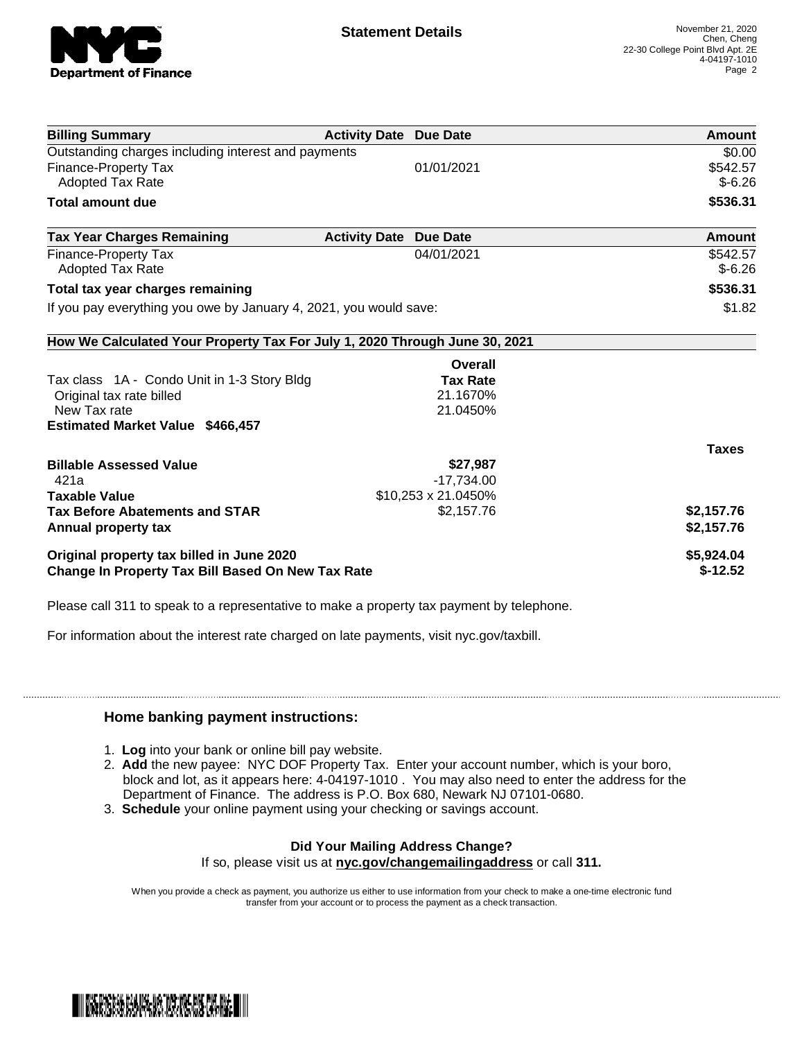## Statement Details

November 21, 2020
Chen, Cheng
22-30 College Point Blvd Apt. 2E
4-04197-1010

| Billing Summary | Activity Date | Due Date | Amount |
|---|---|---|---|
| Outstanding charges including interest and payments | | | $0.00 |
| Finance-Property Tax | | 01/01/2021 | $542.57 |
| Adopted Tax Rate | | | $-6.26 |
| **Total amount due** | | | **$536.31** |

| Tax Year Charges Remaining | Activity Date | Due Date | Amount |
|---|---|---|---|
| Finance-Property Tax | | 04/01/2021 | $542.57 |
| Adopted Tax Rate | | | $-6.26 |
| **Total tax year charges remaining** | | | **$536.31** |
| If you pay everything you owe by January 4, 2021, you would save: | | | $1.82 |

### How We Calculated Your Property Tax For July 1, 2020 Through June 30, 2021

| | Overall Tax Rate | Taxes |
|---|---|---|
| Tax class 1A - Condo Unit in 1-3 Story Bldg | | |
| Original tax rate billed | 21.1670% | |
| New Tax rate | 21.0450% | |
| **Estimated Market Value $466,457** | | |
| **Billable Assessed Value** | **$27,987** | |
| 421a | -17,734.00 | |
| **Taxable Value** | $10,253 x 21.0450% | |
| **Tax Before Abatements and STAR** | $2,157.76 | **$2,157.76** |
| **Annual property tax** | | **$2,157.76** |
| **Original property tax billed in June 2020** | | **$5,924.04** |
| **Change In Property Tax Bill Based On New Tax Rate** | | **$-12.52** |

Please call 311 to speak to a representative to make a property tax payment by telephone.

For information about the interest rate charged on late payments, visit nyc.gov/taxbill.

### Home banking payment instructions:

1. **Log** into your bank or online bill pay website.
2. **Add** the new payee: NYC DOF Property Tax. Enter your account number, which is your boro, block and lot, as it appears here: 4-04197-1010 . You may also need to enter the address for the Department of Finance. The address is P.O. Box 680, Newark NJ 07101-0680.
3. **Schedule** your online payment using your checking or savings account.

**Did Your Mailing Address Change?**

If so, please visit us at **nyc.gov/changemailingaddress** or call **311.**

When you provide a check as payment, you authorize us either to use information from your check to make a one-time electronic fund transfer from your account or to process the payment as a check transaction.